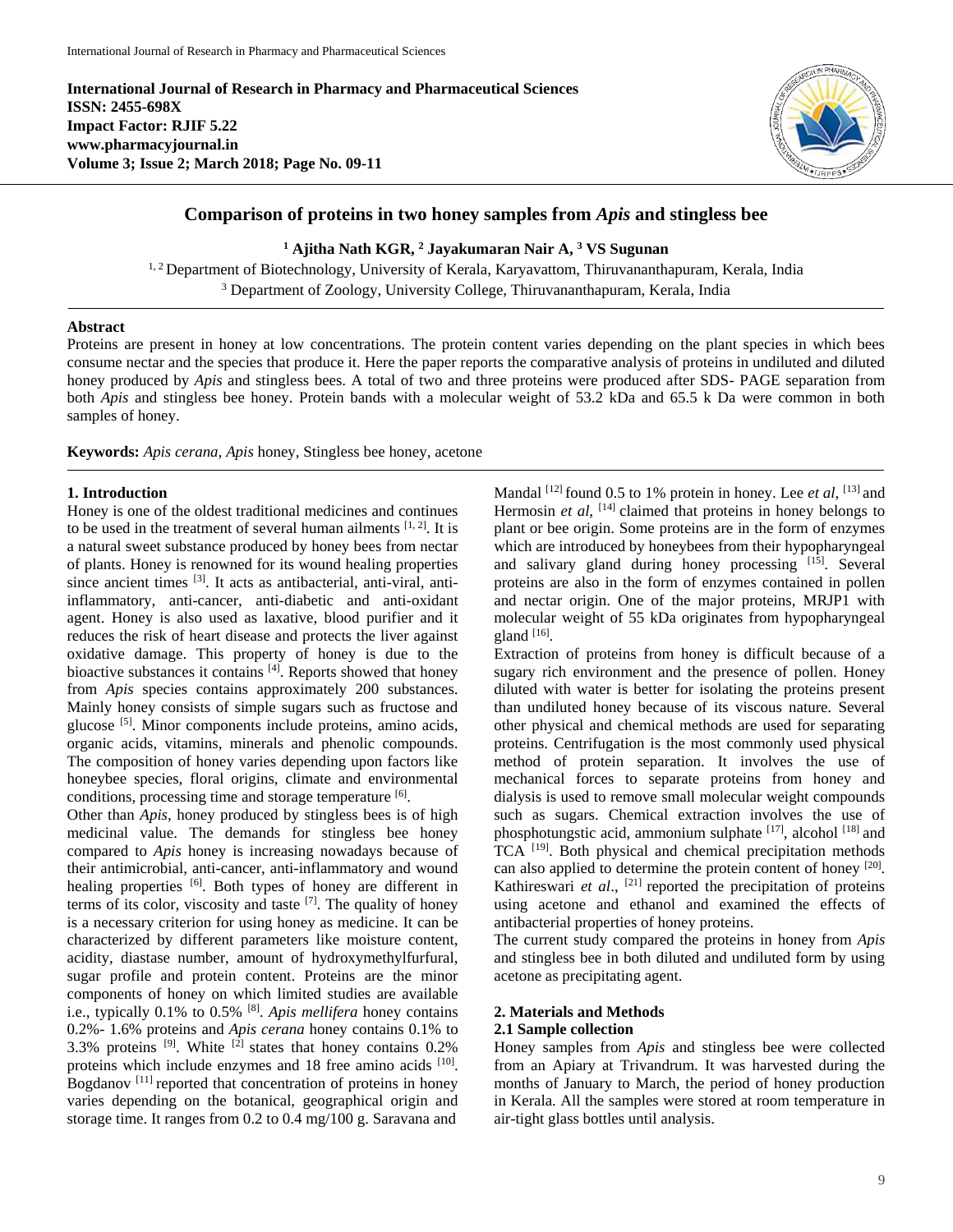International Journal of Research in Pharmacy and Pharmaceutical Sciences
ISSN: 2455-698X
Impact Factor: RJIF 5.22
www.pharmacyjournal.in

# Comparison of proteins in two honey samples from *Apis* and stingless bee

**[1] Ajitha Nath KGR, [2] Jayakumaran Nair A, [3] VS Sugunan**

[1, 2] Department of Biotechnology, University of Kerala, Karyavattom, Thiruvananthapuram, Kerala, India
[3] Department of Zoology, University College, Thiruvananthapuram, Kerala, India

**Abstract**

Proteins are present in honey at low concentrations. The protein content varies depending on the plant species in which bees consume nectar and the species that produce it. Here the paper reports the comparative analysis of proteins in undiluted and diluted honey produced by *Apis* and stingless bees. A total of two and three proteins were produced after SDS- PAGE separation from both *Apis* and stingless bee honey. Protein bands with a molecular weight of 53.2 kDa and 65.5 k Da were common in both samples of honey.

**Keywords:** *Apis cerana*, *Apis* honey, Stingless bee honey, acetone

## 1. Introduction

Honey is one of the oldest traditional medicines and continues to be used in the treatment of several human ailments [1, 2]. It is a natural sweet substance produced by honey bees from nectar of plants. Honey is renowned for its wound healing properties since ancient times [3]. It acts as antibacterial, anti-viral, anti-inflammatory, anti-cancer, anti-diabetic and anti-oxidant agent. Honey is also used as laxative, blood purifier and it reduces the risk of heart disease and protects the liver against oxidative damage. This property of honey is due to the bioactive substances it contains [4]. Reports showed that honey from *Apis* species contains approximately 200 substances. Mainly honey consists of simple sugars such as fructose and glucose [5]. Minor components include proteins, amino acids, organic acids, vitamins, minerals and phenolic compounds. The composition of honey varies depending upon factors like honeybee species, floral origins, climate and environmental conditions, processing time and storage temperature [6].

Other than *Apis*, honey produced by stingless bees is of high medicinal value. The demands for stingless bee honey compared to *Apis* honey is increasing nowadays because of their antimicrobial, anti-cancer, anti-inflammatory and wound healing properties [6]. Both types of honey are different in terms of its color, viscosity and taste [7]. The quality of honey is a necessary criterion for using honey as medicine. It can be characterized by different parameters like moisture content, acidity, diastase number, amount of hydroxymethylfurfural, sugar profile and protein content. Proteins are the minor components of honey on which limited studies are available i.e., typically 0.1% to 0.5% [8]. *Apis mellifera* honey contains 0.2%- 1.6% proteins and *Apis cerana* honey contains 0.1% to 3.3% proteins [9]. White [2] states that honey contains 0.2% proteins which include enzymes and 18 free amino acids [10]. Bogdanov [11] reported that concentration of proteins in honey varies depending on the botanical, geographical origin and storage time. It ranges from 0.2 to 0.4 mg/100 g. Saravana and Mandal [12] found 0.5 to 1% protein in honey. Lee *et al*, [13] and Hermosin *et al*, [14] claimed that proteins in honey belongs to plant or bee origin. Some proteins are in the form of enzymes which are introduced by honeybees from their hypopharyngeal and salivary gland during honey processing [15]. Several proteins are also in the form of enzymes contained in pollen and nectar origin. One of the major proteins, MRJP1 with molecular weight of 55 kDa originates from hypopharyngeal gland [16].

Extraction of proteins from honey is difficult because of a sugary rich environment and the presence of pollen. Honey diluted with water is better for isolating the proteins present than undiluted honey because of its viscous nature. Several other physical and chemical methods are used for separating proteins. Centrifugation is the most commonly used physical method of protein separation. It involves the use of mechanical forces to separate proteins from honey and dialysis is used to remove small molecular weight compounds such as sugars. Chemical extraction involves the use of phosphotungstic acid, ammonium sulphate [17], alcohol [18] and TCA [19]. Both physical and chemical precipitation methods can also applied to determine the protein content of honey [20]. Kathireswari *et al*., [21] reported the precipitation of proteins using acetone and ethanol and examined the effects of antibacterial properties of honey proteins.

The current study compared the proteins in honey from *Apis* and stingless bee in both diluted and undiluted form by using acetone as precipitating agent.

## 2. Materials and Methods

### 2.1 Sample collection

Honey samples from *Apis* and stingless bee were collected from an Apiary at Trivandrum. It was harvested during the months of January to March, the period of honey production in Kerala. All the samples were stored at room temperature in air-tight glass bottles until analysis.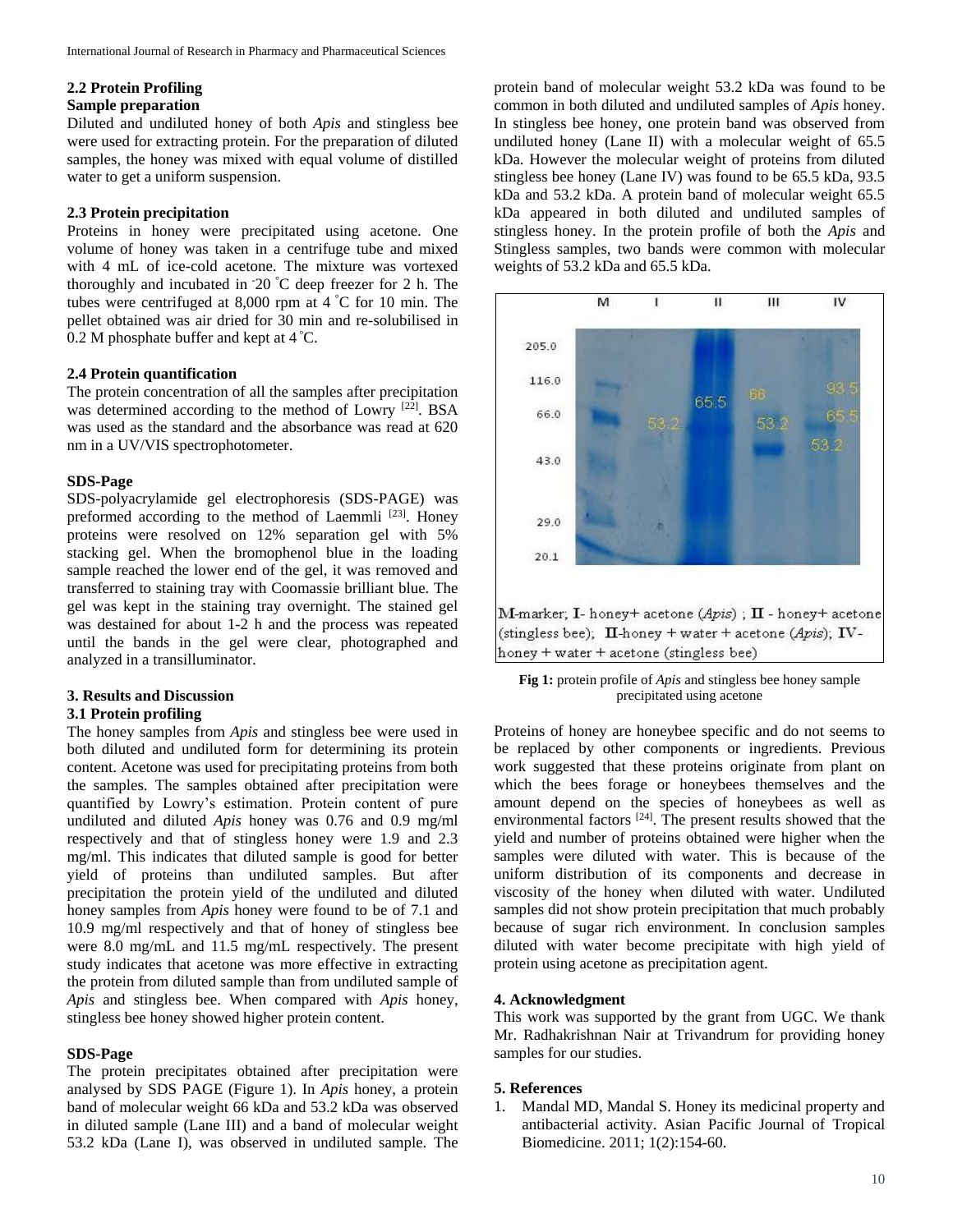## 2.2 Protein Profiling

### Sample preparation

Diluted and undiluted honey of both *Apis* and stingless bee were used for extracting protein. For the preparation of diluted samples, the honey was mixed with equal volume of distilled water to get a uniform suspension.

## 2.3 Protein precipitation

Proteins in honey were precipitated using acetone. One volume of honey was taken in a centrifuge tube and mixed with 4 mL of ice-cold acetone. The mixture was vortexed thoroughly and incubated in -20 °C deep freezer for 2 h. The tubes were centrifuged at 8,000 rpm at 4 °C for 10 min. The pellet obtained was air dried for 30 min and re-solubilised in 0.2 M phosphate buffer and kept at 4 °C.

## 2.4 Protein quantification

The protein concentration of all the samples after precipitation was determined according to the method of Lowry [22]. BSA was used as the standard and the absorbance was read at 620 nm in a UV/VIS spectrophotometer.

### SDS-Page

SDS-polyacrylamide gel electrophoresis (SDS-PAGE) was preformed according to the method of Laemmli [23]. Honey proteins were resolved on 12% separation gel with 5% stacking gel. When the bromophenol blue in the loading sample reached the lower end of the gel, it was removed and transferred to staining tray with Coomassie brilliant blue. The gel was kept in the staining tray overnight. The stained gel was destained for about 1-2 h and the process was repeated until the bands in the gel were clear, photographed and analyzed in a transilluminator.

## 3. Results and Discussion

## 3.1 Protein profiling

The honey samples from *Apis* and stingless bee were used in both diluted and undiluted form for determining its protein content. Acetone was used for precipitating proteins from both the samples. The samples obtained after precipitation were quantified by Lowry's estimation. Protein content of pure undiluted and diluted *Apis* honey was 0.76 and 0.9 mg/ml respectively and that of stingless honey were 1.9 and 2.3 mg/ml. This indicates that diluted sample is good for better yield of proteins than undiluted samples. But after precipitation the protein yield of the undiluted and diluted honey samples from *Apis* honey were found to be of 7.1 and 10.9 mg/ml respectively and that of honey of stingless bee were 8.0 mg/mL and 11.5 mg/mL respectively. The present study indicates that acetone was more effective in extracting the protein from diluted sample than from undiluted sample of *Apis* and stingless bee. When compared with *Apis* honey, stingless bee honey showed higher protein content.

### SDS-Page

The protein precipitates obtained after precipitation were analysed by SDS PAGE (Figure 1). In *Apis* honey, a protein band of molecular weight 66 kDa and 53.2 kDa was observed in diluted sample (Lane III) and a band of molecular weight 53.2 kDa (Lane I), was observed in undiluted sample. The protein band of molecular weight 53.2 kDa was found to be common in both diluted and undiluted samples of *Apis* honey. In stingless bee honey, one protein band was observed from undiluted honey (Lane II) with a molecular weight of 65.5 kDa. However the molecular weight of proteins from diluted stingless bee honey (Lane IV) was found to be 65.5 kDa, 93.5 kDa and 53.2 kDa. A protein band of molecular weight 65.5 kDa appeared in both diluted and undiluted samples of stingless honey. In the protein profile of both the *Apis* and Stingless samples, two bands were common with molecular weights of 53.2 kDa and 65.5 kDa.

M-marker; I- honey+ acetone (*Apis*) ; II - honey+ acetone (stingless bee); II-honey + water + acetone (*Apis*); IV- honey + water + acetone (stingless bee)

**Fig 1:** protein profile of *Apis* and stingless bee honey sample precipitated using acetone

Proteins of honey are honeybee specific and do not seems to be replaced by other components or ingredients. Previous work suggested that these proteins originate from plant on which the bees forage or honeybees themselves and the amount depend on the species of honeybees as well as environmental factors [24]. The present results showed that the yield and number of proteins obtained were higher when the samples were diluted with water. This is because of the uniform distribution of its components and decrease in viscosity of the honey when diluted with water. Undiluted samples did not show protein precipitation that much probably because of sugar rich environment. In conclusion samples diluted with water become precipitate with high yield of protein using acetone as precipitation agent.

## 4. Acknowledgment

This work was supported by the grant from UGC. We thank Mr. Radhakrishnan Nair at Trivandrum for providing honey samples for our studies.

## 5. References

1. Mandal MD, Mandal S. Honey its medicinal property and antibacterial activity. Asian Pacific Journal of Tropical Biomedicine. 2011; 1(2):154-60.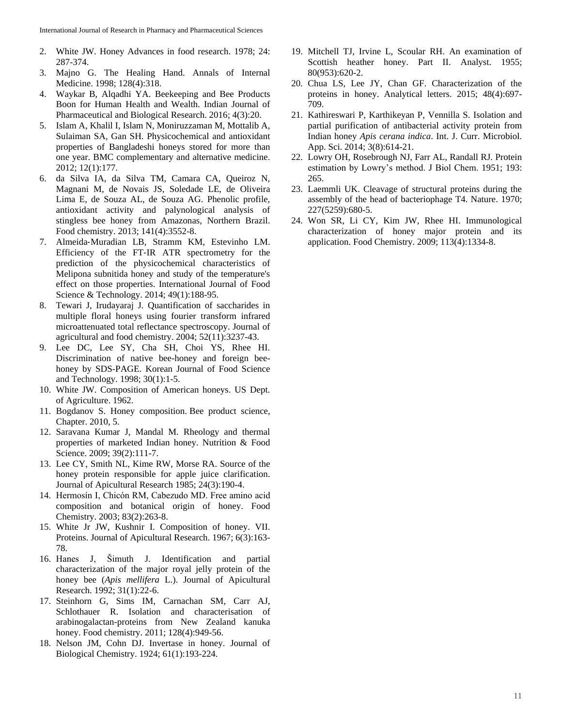2. White JW. Honey Advances in food research. 1978; 24: 287-374.
3. Majno G. The Healing Hand. Annals of Internal Medicine. 1998; 128(4):318.
4. Waykar B, Alqadhi YA. Beekeeping and Bee Products Boon for Human Health and Wealth. Indian Journal of Pharmaceutical and Biological Research. 2016; 4(3):20.
5. Islam A, Khalil I, Islam N, Moniruzzaman M, Mottalib A, Sulaiman SA, Gan SH. Physicochemical and antioxidant properties of Bangladeshi honeys stored for more than one year. BMC complementary and alternative medicine. 2012; 12(1):177.
6. da Silva IA, da Silva TM, Camara CA, Queiroz N, Magnani M, de Novais JS, Soledade LE, de Oliveira Lima E, de Souza AL, de Souza AG. Phenolic profile, antioxidant activity and palynological analysis of stingless bee honey from Amazonas, Northern Brazil. Food chemistry. 2013; 141(4):3552-8.
7. Almeida-Muradian LB, Stramm KM, Estevinho LM. Efficiency of the FT-IR ATR spectrometry for the prediction of the physicochemical characteristics of Melipona subnitida honey and study of the temperature's effect on those properties. International Journal of Food Science & Technology. 2014; 49(1):188-95.
8. Tewari J, Irudayaraj J. Quantification of saccharides in multiple floral honeys using fourier transform infrared microattenuated total reflectance spectroscopy. Journal of agricultural and food chemistry. 2004; 52(11):3237-43.
9. Lee DC, Lee SY, Cha SH, Choi YS, Rhee HI. Discrimination of native bee-honey and foreign bee-honey by SDS-PAGE. Korean Journal of Food Science and Technology. 1998; 30(1):1-5.
10. White JW. Composition of American honeys. US Dept. of Agriculture. 1962.
11. Bogdanov S. Honey composition. Bee product science, Chapter. 2010, 5.
12. Saravana Kumar J, Mandal M. Rheology and thermal properties of marketed Indian honey. Nutrition & Food Science. 2009; 39(2):111-7.
13. Lee CY, Smith NL, Kime RW, Morse RA. Source of the honey protein responsible for apple juice clarification. Journal of Apicultural Research 1985; 24(3):190-4.
14. Hermosín I, Chicón RM, Cabezudo MD. Free amino acid composition and botanical origin of honey. Food Chemistry. 2003; 83(2):263-8.
15. White Jr JW, Kushnir I. Composition of honey. VII. Proteins. Journal of Apicultural Research. 1967; 6(3):163-78.
16. Hanes J, Šimuth J. Identification and partial characterization of the major royal jelly protein of the honey bee (*Apis mellifera* L.). Journal of Apicultural Research. 1992; 31(1):22-6.
17. Steinhorn G, Sims IM, Carnachan SM, Carr AJ, Schlothauer R. Isolation and characterisation of arabinogalactan-proteins from New Zealand kanuka honey. Food chemistry. 2011; 128(4):949-56.
18. Nelson JM, Cohn DJ. Invertase in honey. Journal of Biological Chemistry. 1924; 61(1):193-224.
19. Mitchell TJ, Irvine L, Scoular RH. An examination of Scottish heather honey. Part II. Analyst. 1955; 80(953):620-2.
20. Chua LS, Lee JY, Chan GF. Characterization of the proteins in honey. Analytical letters. 2015; 48(4):697-709.
21. Kathireswari P, Karthikeyan P, Vennilla S. Isolation and partial purification of antibacterial activity protein from Indian honey *Apis cerana indica*. Int. J. Curr. Microbiol. App. Sci. 2014; 3(8):614-21.
22. Lowry OH, Rosebrough NJ, Farr AL, Randall RJ. Protein estimation by Lowry's method. J Biol Chem. 1951; 193: 265.
23. Laemmli UK. Cleavage of structural proteins during the assembly of the head of bacteriophage T4. Nature. 1970; 227(5259):680-5.
24. Won SR, Li CY, Kim JW, Rhee HI. Immunological characterization of honey major protein and its application. Food Chemistry. 2009; 113(4):1334-8.